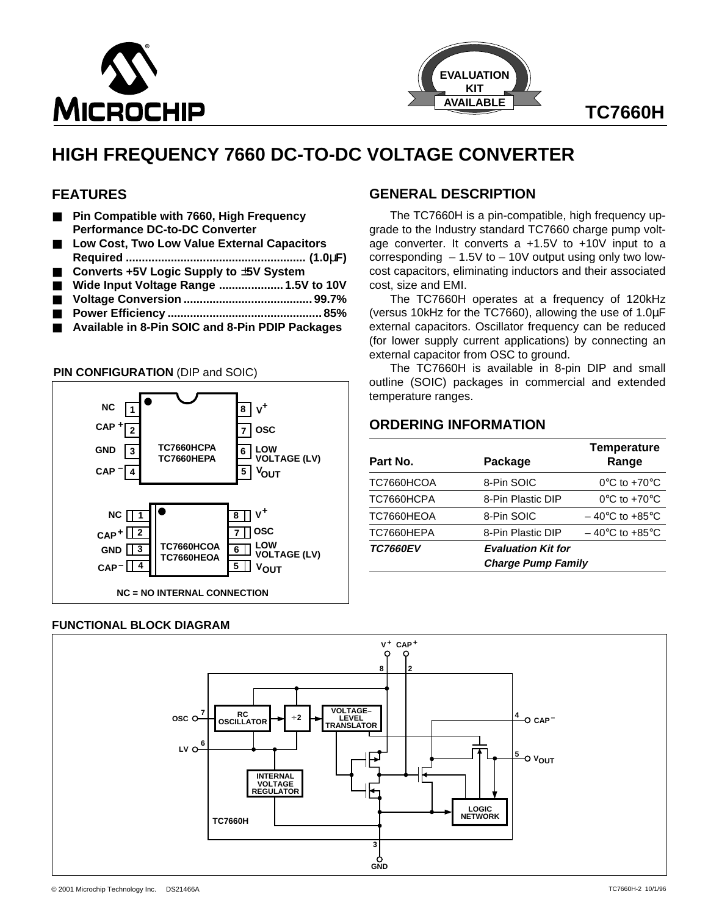# TC7660H

## HIGH FREQUENCY 7660 DC-TO-DC VOLTAGE CONVERTER

### FEATURES

- **Pin Compatible with 7660, High Frequency Performance DC-to-DC Converter**
- **Low Cost, Two Low Value External Capacitors Required ........................................................ (1.0µF)**
- **Converts +5V Logic Supply to ±5V System**
- **Wide Input Voltage Range .................... 1.5V to 10V**
- **Voltage Conversion ....................................... 99.7%**
- **Power Efficiency ............................................... 85%**
- **Available in 8-Pin SOIC and 8-Pin PDIP Packages**

### PIN CONFIGURATION (DIP and SOIC)

TC7660HCPA / TC7660HEPA (DIP) and TC7660HCOA / TC7660HEOA (SOIC):

| Pin | Name | Pin | Name |
|---|---|---|---|
| 1 | NC | 8 | V+ |
| 2 | CAP + | 7 | OSC |
| 3 | GND | 6 | LOW VOLTAGE (LV) |
| 4 | CAP – | 5 | $V_{OUT}$ |

NC = NO INTERNAL CONNECTION

### GENERAL DESCRIPTION

The TC7660H is a pin-compatible, high frequency upgrade to the Industry standard TC7660 charge pump voltage converter. It converts a +1.5V to +10V input to a corresponding – 1.5V to – 10V output using only two low-cost capacitors, eliminating inductors and their associated cost, size and EMI.

The TC7660H operates at a frequency of 120kHz (versus 10kHz for the TC7660), allowing the use of 1.0µF external capacitors. Oscillator frequency can be reduced (for lower supply current applications) by connecting an external capacitor from OSC to ground.

The TC7660H is available in 8-pin DIP and small outline (SOIC) packages in commercial and extended temperature ranges.

### ORDERING INFORMATION

| Part No. | Package | Temperature Range |
|---|---|---|
| TC7660HCOA | 8-Pin SOIC | 0°C to +70°C |
| TC7660HCPA | 8-Pin Plastic DIP | 0°C to +70°C |
| TC7660HEOA | 8-Pin SOIC | – 40°C to +85°C |
| TC7660HEPA | 8-Pin Plastic DIP | – 40°C to +85°C |
| ***TC7660EV*** | ***Evaluation Kit for Charge Pump Family*** | |

### FUNCTIONAL BLOCK DIAGRAM

Blocks: RC OSCILLATOR, ÷2, VOLTAGE–LEVEL TRANSLATOR, INTERNAL VOLTAGE REGULATOR, LOGIC NETWORK (TC7660H). Pins: V+ (8), CAP+ (2), OSC (7), LV (6), CAP– (4), $V_{OUT}$ (5), GND (3).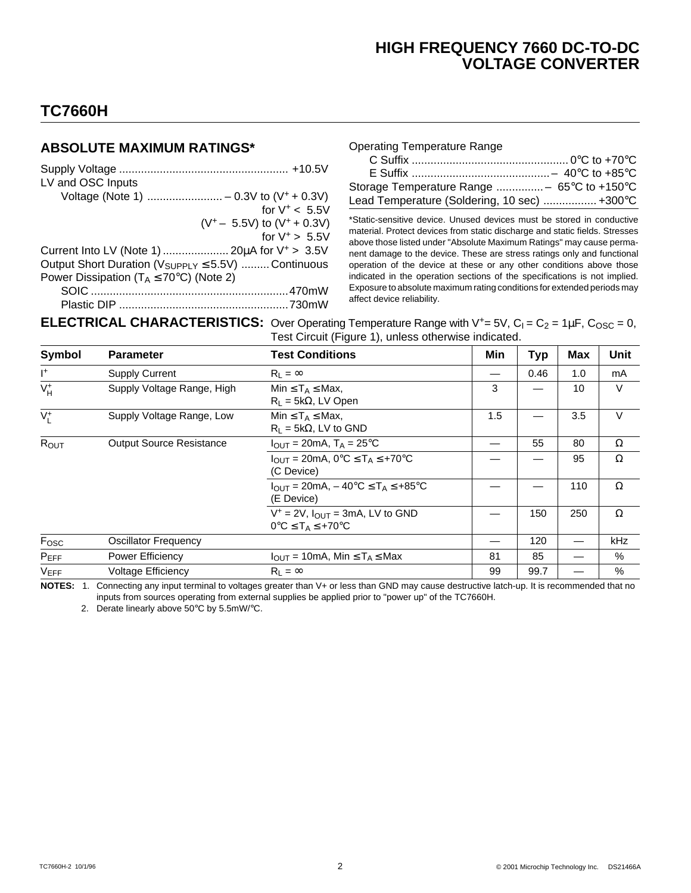## TC7660H

### ABSOLUTE MAXIMUM RATINGS*

Supply Voltage .................................................... +10.5V
LV and OSC Inputs
Voltage (Note 1) ........................ – 0.3V to ($V^+$ + 0.3V) for $V^+$ < 5.5V
($V^+$ – 5.5V) to ($V^+$ + 0.3V) for $V^+$ > 5.5V
Current Into LV (Note 1) ..................... 20µA for $V^+$ > 3.5V
Output Short Duration ($V_{SUPPLY}$ ≤ 5.5V) ......... Continuous
Power Dissipation ($T_A$ ≤ 70°C) (Note 2)
SOIC .............................................................. 470mW
Plastic DIP ...................................................... 730mW

Operating Temperature Range
C Suffix ................................................. 0°C to +70°C
E Suffix ........................................... – 40°C to +85°C
Storage Temperature Range ............... – 65°C to +150°C
Lead Temperature (Soldering, 10 sec) ................. +300°C

*Static-sensitive device. Unused devices must be stored in conductive material. Protect devices from static discharge and static fields. Stresses above those listed under "Absolute Maximum Ratings" may cause permanent damage to the device. These are stress ratings only and functional operation of the device at these or any other conditions above those indicated in the operation sections of the specifications is not implied. Exposure to absolute maximum rating conditions for extended periods may affect device reliability.

### ELECTRICAL CHARACTERISTICS:

Over Operating Temperature Range with $V^+$= 5V, $C_I = C_2 = 1µF$, $C_{OSC}$ = 0, Test Circuit (Figure 1), unless otherwise indicated.

| Symbol | Parameter | Test Conditions | Min | Typ | Max | Unit |
|---|---|---|---|---|---|---|
| $I^+$ | Supply Current | $R_L = \infty$ | — | 0.46 | 1.0 | mA |
| $V^+_H$ | Supply Voltage Range, High | Min ≤ $T_A$ ≤ Max, $R_L$ = 5kΩ, LV Open | 3 | — | 10 | V |
| $V^+_L$ | Supply Voltage Range, Low | Min ≤ $T_A$ ≤ Max, $R_L$ = 5kΩ, LV to GND | 1.5 | — | 3.5 | V |
| $R_{OUT}$ | Output Source Resistance | $I_{OUT}$ = 20mA, $T_A$ = 25°C | — | 55 | 80 | Ω |
| | | $I_{OUT}$ = 20mA, 0°C ≤ $T_A$ ≤ +70°C (C Device) | — | — | 95 | Ω |
| | | $I_{OUT}$ = 20mA, – 40°C ≤ $T_A$ ≤ +85°C (E Device) | — | — | 110 | Ω |
| | | $V^+$ = 2V, $I_{OUT}$ = 3mA, LV to GND 0°C ≤ $T_A$ ≤ +70°C | — | 150 | 250 | Ω |
| $F_{OSC}$ | Oscillator Frequency | | — | 120 | — | kHz |
| $P_{EFF}$ | Power Efficiency | $I_{OUT}$ = 10mA, Min ≤ $T_A$ ≤ Max | 81 | 85 | — | % |
| $V_{EFF}$ | Voltage Efficiency | $R_L = \infty$ | 99 | 99.7 | — | % |

**NOTES:** 1. Connecting any input terminal to voltages greater than V+ or less than GND may cause destructive latch-up. It is recommended that no inputs from sources operating from external supplies be applied prior to "power up" of the TC7660H.

2. Derate linearly above 50°C by 5.5mW/°C.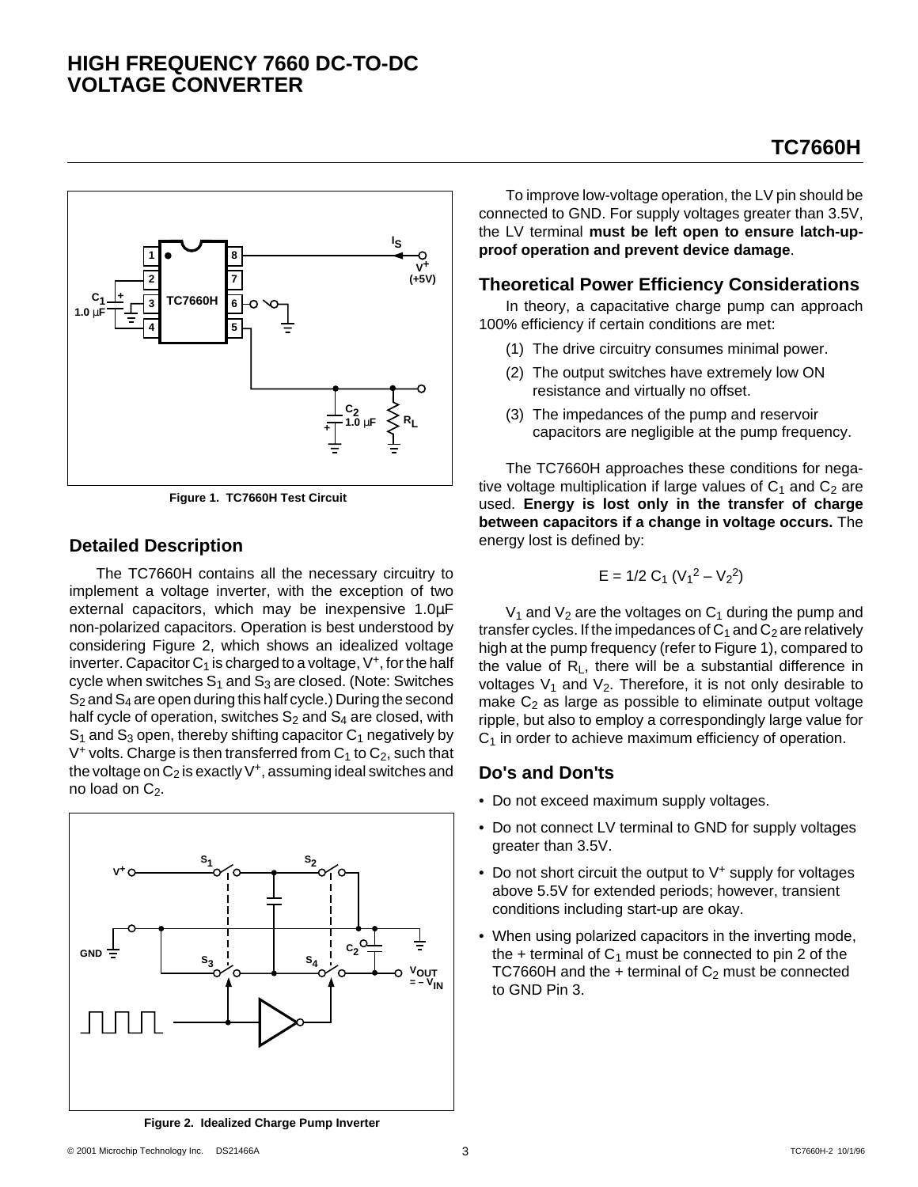Figure 1. TC7660H Test Circuit

## Detailed Description

The TC7660H contains all the necessary circuitry to implement a voltage inverter, with the exception of two external capacitors, which may be inexpensive 1.0µF non-polarized capacitors. Operation is best understood by considering Figure 2, which shows an idealized voltage inverter. Capacitor $C_1$ is charged to a voltage, $V^+$, for the half cycle when switches $S_1$ and $S_3$ are closed. (Note: Switches $S_2$ and $S_4$ are open during this half cycle.) During the second half cycle of operation, switches $S_2$ and $S_4$ are closed, with $S_1$ and $S_3$ open, thereby shifting capacitor $C_1$ negatively by $V^+$ volts. Charge is then transferred from $C_1$ to $C_2$, such that the voltage on $C_2$ is exactly $V^+$, assuming ideal switches and no load on $C_2$.

Figure 2. Idealized Charge Pump Inverter

To improve low-voltage operation, the LV pin should be connected to GND. For supply voltages greater than 3.5V, the LV terminal **must be left open to ensure latch-up-proof operation and prevent device damage**.

## Theoretical Power Efficiency Considerations

In theory, a capacitative charge pump can approach 100% efficiency if certain conditions are met:

(1) The drive circuitry consumes minimal power.

(2) The output switches have extremely low ON resistance and virtually no offset.

(3) The impedances of the pump and reservoir capacitors are negligible at the pump frequency.

The TC7660H approaches these conditions for negative voltage multiplication if large values of $C_1$ and $C_2$ are used. **Energy is lost only in the transfer of charge between capacitors if a change in voltage occurs.** The energy lost is defined by:

$$E = 1/2\ C_1\ (V_1^2 - V_2^2)$$

$V_1$ and $V_2$ are the voltages on $C_1$ during the pump and transfer cycles. If the impedances of $C_1$ and $C_2$ are relatively high at the pump frequency (refer to Figure 1), compared to the value of $R_L$, there will be a substantial difference in voltages $V_1$ and $V_2$. Therefore, it is not only desirable to make $C_2$ as large as possible to eliminate output voltage ripple, but also to employ a correspondingly large value for $C_1$ in order to achieve maximum efficiency of operation.

## Do's and Don'ts

- Do not exceed maximum supply voltages.
- Do not connect LV terminal to GND for supply voltages greater than 3.5V.
- Do not short circuit the output to $V^+$ supply for voltages above 5.5V for extended periods; however, transient conditions including start-up are okay.
- When using polarized capacitors in the inverting mode, the + terminal of $C_1$ must be connected to pin 2 of the TC7660H and the + terminal of $C_2$ must be connected to GND Pin 3.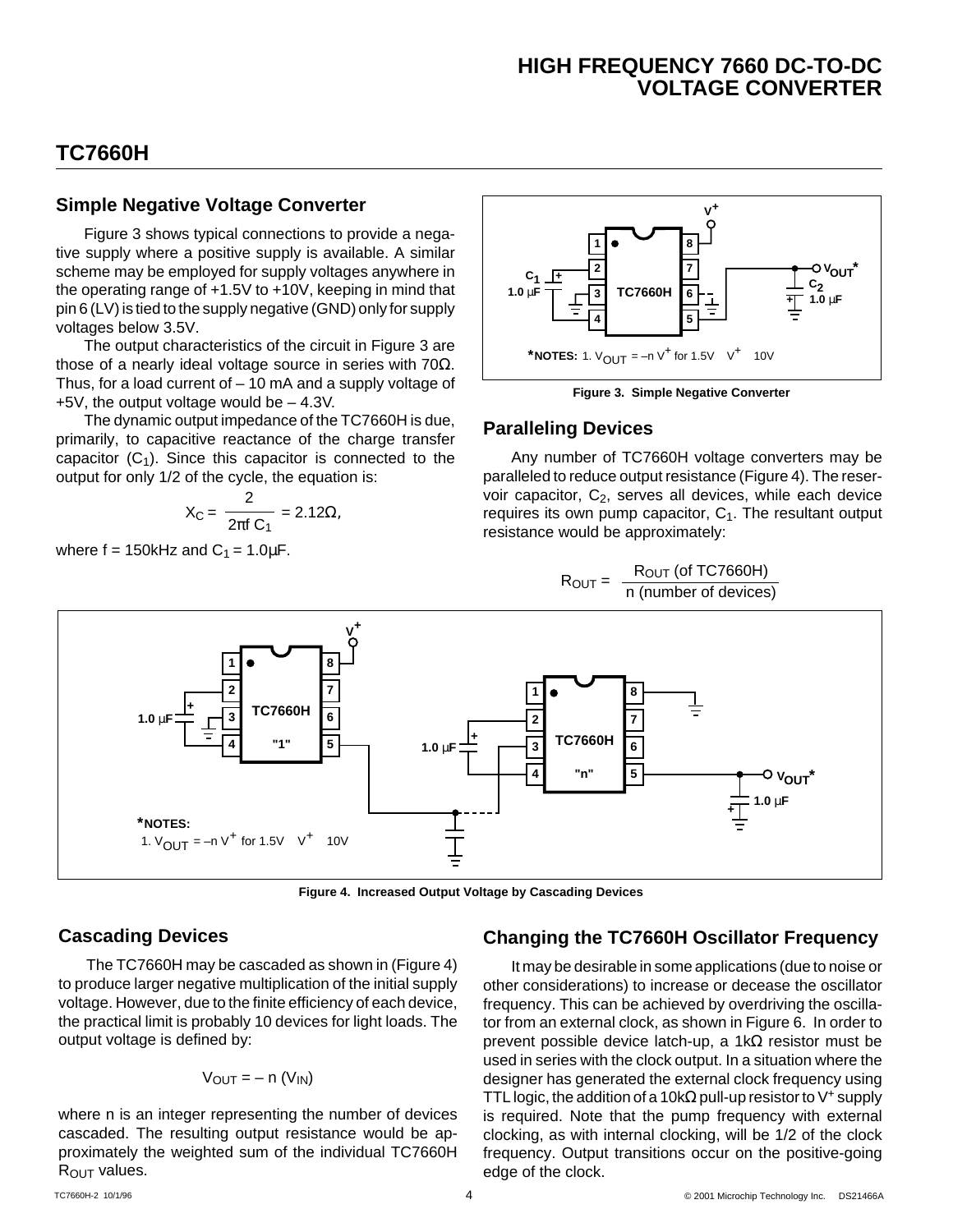## TC7660H

### Simple Negative Voltage Converter

Figure 3 shows typical connections to provide a negative supply where a positive supply is available. A similar scheme may be employed for supply voltages anywhere in the operating range of +1.5V to +10V, keeping in mind that pin 6 (LV) is tied to the supply negative (GND) only for supply voltages below 3.5V.

The output characteristics of the circuit in Figure 3 are those of a nearly ideal voltage source in series with 70Ω. Thus, for a load current of – 10 mA and a supply voltage of +5V, the output voltage would be – 4.3V.

The dynamic output impedance of the TC7660H is due, primarily, to capacitive reactance of the charge transfer capacitor ($C_1$). Since this capacitor is connected to the output for only 1/2 of the cycle, the equation is:

$$X_C = \frac{2}{2\pi f\,C_1} = 2.12\Omega,$$

where f = 150kHz and $C_1$ = 1.0µF.

*NOTES: 1. $V_{OUT} = -n\,V^+$ for $1.5V \leq V^+ \leq 10V$

Figure 3. Simple Negative Converter

### Paralleling Devices

Any number of TC7660H voltage converters may be paralleled to reduce output resistance (Figure 4). The reservoir capacitor, $C_2$, serves all devices, while each device requires its own pump capacitor, $C_1$. The resultant output resistance would be approximately:

$$R_{OUT} = \frac{R_{OUT}\text{ (of TC7660H)}}{n\text{ (number of devices)}}$$

*NOTES: 1. $V_{OUT} = -n\,V^+$ for $1.5V \leq V^+ \leq 10V$

Figure 4. Increased Output Voltage by Cascading Devices

### Cascading Devices

The TC7660H may be cascaded as shown in (Figure 4) to produce larger negative multiplication of the initial supply voltage. However, due to the finite efficiency of each device, the practical limit is probably 10 devices for light loads. The output voltage is defined by:

$$V_{OUT} = -\,n\,(V_{IN})$$

where n is an integer representing the number of devices cascaded. The resulting output resistance would be approximately the weighted sum of the individual TC7660H $R_{OUT}$ values.

### Changing the TC7660H Oscillator Frequency

It may be desirable in some applications (due to noise or other considerations) to increase or decease the oscillator frequency. This can be achieved by overdriving the oscillator from an external clock, as shown in Figure 6. In order to prevent possible device latch-up, a 1kΩ resistor must be used in series with the clock output. In a situation where the designer has generated the external clock frequency using TTL logic, the addition of a 10kΩ pull-up resistor to $V^+$ supply is required. Note that the pump frequency with external clocking, as with internal clocking, will be 1/2 of the clock frequency. Output transitions occur on the positive-going edge of the clock.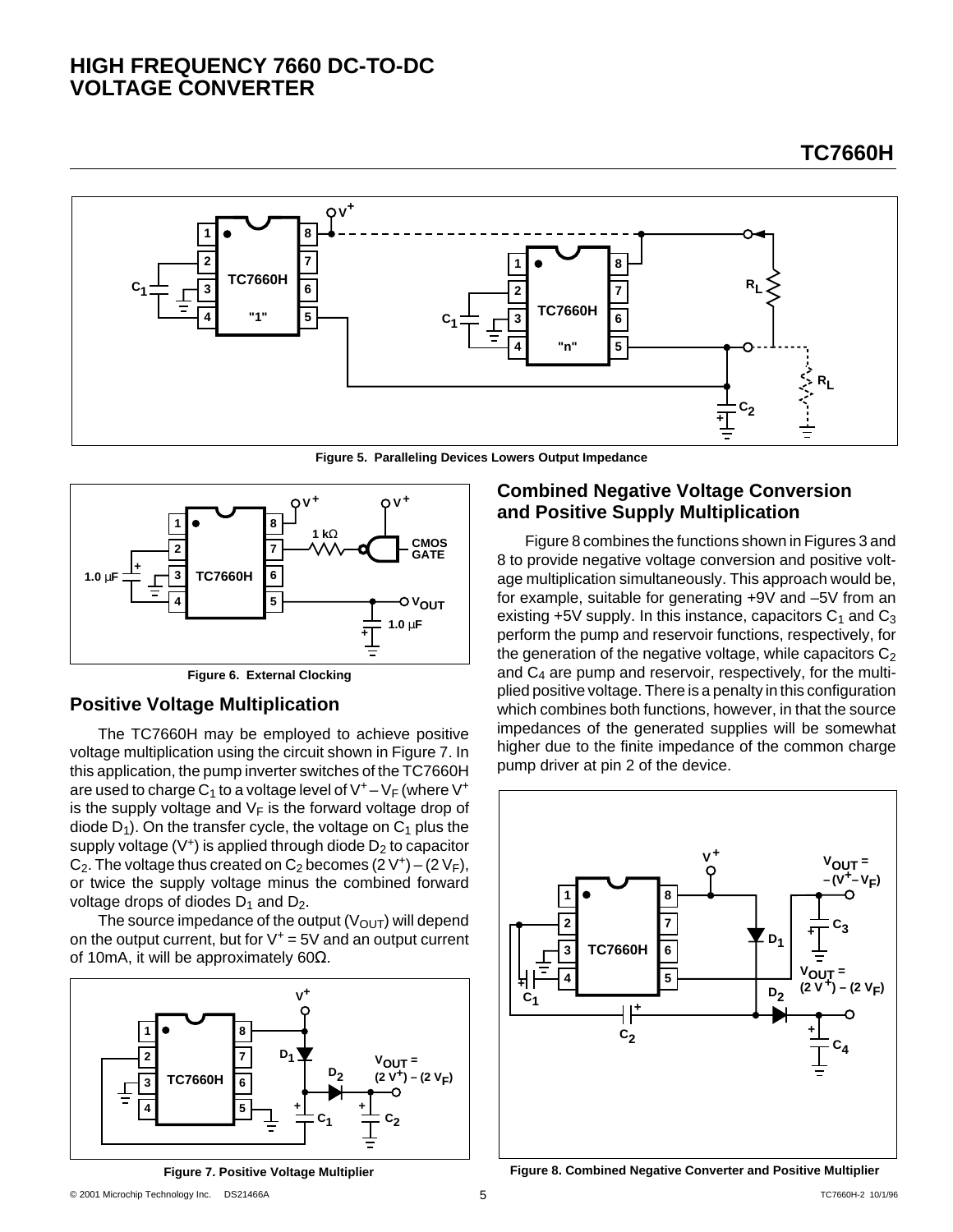Figure 5. Paralleling Devices Lowers Output Impedance

Figure 6. External Clocking

## Positive Voltage Multiplication

The TC7660H may be employed to achieve positive voltage multiplication using the circuit shown in Figure 7. In this application, the pump inverter switches of the TC7660H are used to charge $C_1$ to a voltage level of $V^+ - V_F$ (where $V^+$ is the supply voltage and $V_F$ is the forward voltage drop of diode $D_1$). On the transfer cycle, the voltage on $C_1$ plus the supply voltage ($V^+$) is applied through diode $D_2$ to capacitor $C_2$. The voltage thus created on $C_2$ becomes $(2\,V^+) - (2\,V_F)$, or twice the supply voltage minus the combined forward voltage drops of diodes $D_1$ and $D_2$.

The source impedance of the output ($V_{OUT}$) will depend on the output current, but for $V^+ = 5V$ and an output current of 10mA, it will be approximately 60Ω.

Figure 7. Positive Voltage Multiplier

## Combined Negative Voltage Conversion and Positive Supply Multiplication

Figure 8 combines the functions shown in Figures 3 and 8 to provide negative voltage conversion and positive voltage multiplication simultaneously. This approach would be, for example, suitable for generating +9V and –5V from an existing +5V supply. In this instance, capacitors $C_1$ and $C_3$ perform the pump and reservoir functions, respectively, for the generation of the negative voltage, while capacitors $C_2$ and $C_4$ are pump and reservoir, respectively, for the multiplied positive voltage. There is a penalty in this configuration which combines both functions, however, in that the source impedances of the generated supplies will be somewhat higher due to the finite impedance of the common charge pump driver at pin 2 of the device.

Figure 8. Combined Negative Converter and Positive Multiplier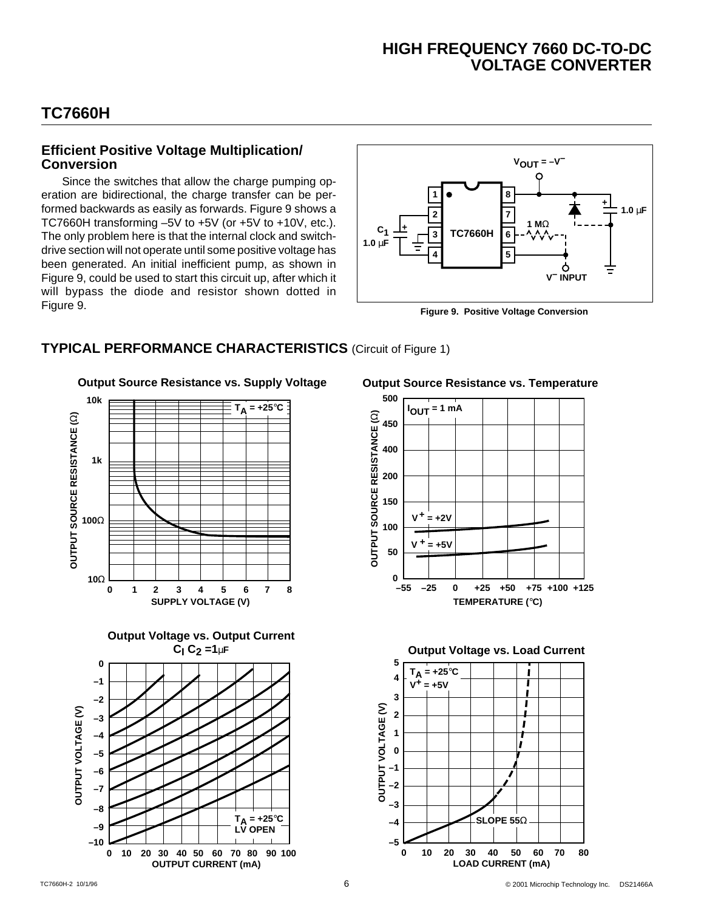## Efficient Positive Voltage Multiplication/Conversion

Since the switches that allow the charge pumping operation are bidirectional, the charge transfer can be performed backwards as easily as forwards. Figure 9 shows a TC7660H transforming –5V to +5V (or +5V to +10V, etc.). The only problem here is that the internal clock and switch-drive section will not operate until some positive voltage has been generated. An initial inefficient pump, as shown in Figure 9, could be used to start this circuit up, after which it will bypass the diode and resistor shown dotted in Figure 9.

**Figure 9. Positive Voltage Conversion**

## TYPICAL PERFORMANCE CHARACTERISTICS (Circuit of Figure 1)

**Output Source Resistance vs. Supply Voltage**

**Output Source Resistance vs. Temperature**

**Output Voltage vs. Output Current**
$C_I$ $C_2$ = 1μF

**Output Voltage vs. Load Current**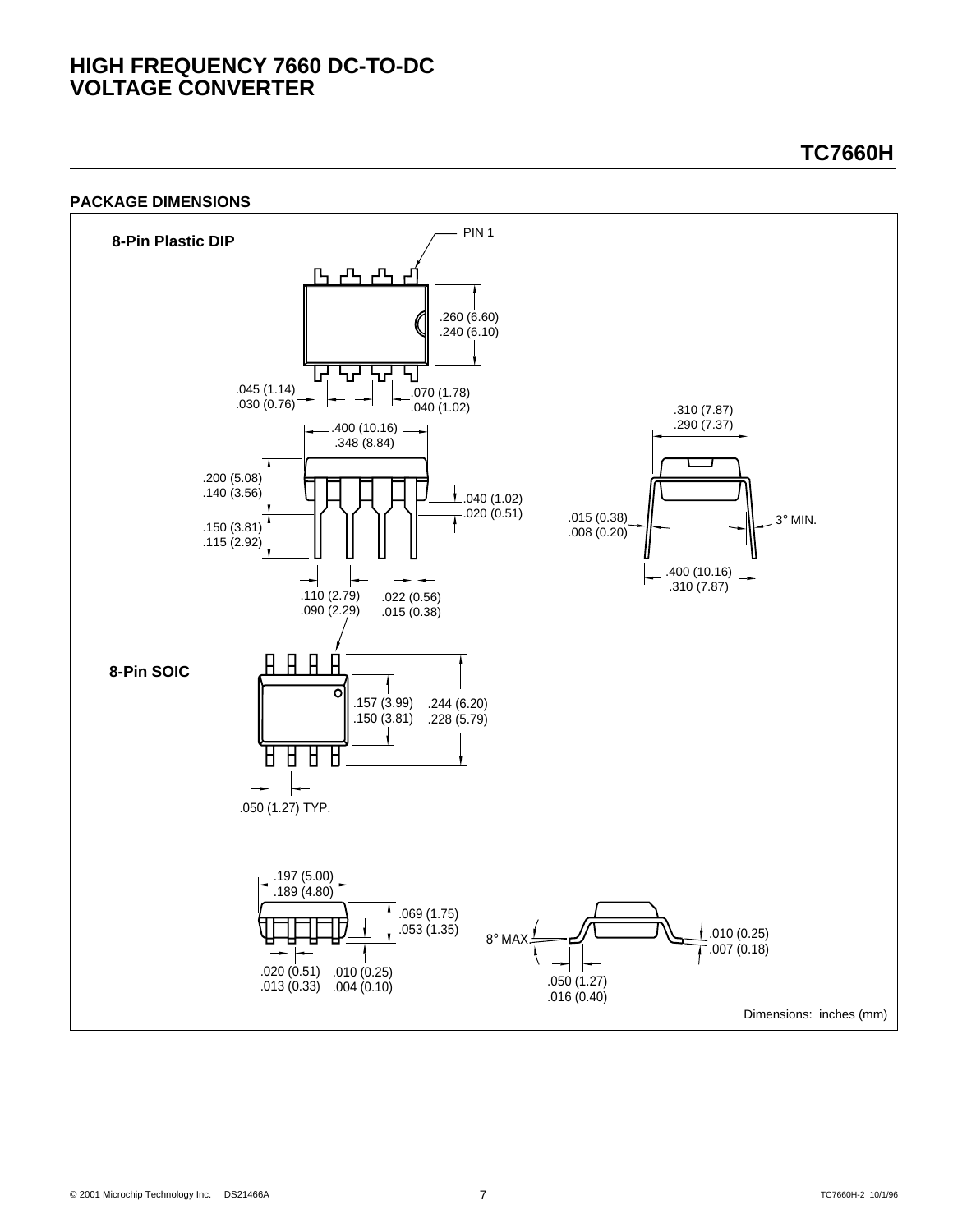# HIGH FREQUENCY 7660 DC-TO-DC VOLTAGE CONVERTER

## TC7660H

### PACKAGE DIMENSIONS

**8-Pin Plastic DIP**

PIN 1

.260 (6.60)
.240 (6.10)

.045 (1.14)
.030 (0.76)

.070 (1.78)
.040 (1.02)

.310 (7.87)
.290 (7.37)

.400 (10.16)
.348 (8.84)

.200 (5.08)
.140 (3.56)

.040 (1.02)
.020 (0.51)

.015 (0.38)
.008 (0.20)

3° MIN.

.150 (3.81)
.115 (2.92)

.400 (10.16)
.310 (7.87)

.110 (2.79)
.090 (2.29)

.022 (0.56)
.015 (0.38)

**8-Pin SOIC**

.157 (3.99)
.150 (3.81)

.244 (6.20)
.228 (5.79)

.050 (1.27) TYP.

.197 (5.00)
.189 (4.80)

.069 (1.75)
.053 (1.35)

8° MAX.

.010 (0.25)
.007 (0.18)

.020 (0.51)
.013 (0.33)

.010 (0.25)
.004 (0.10)

.050 (1.27)
.016 (0.40)

Dimensions: inches (mm)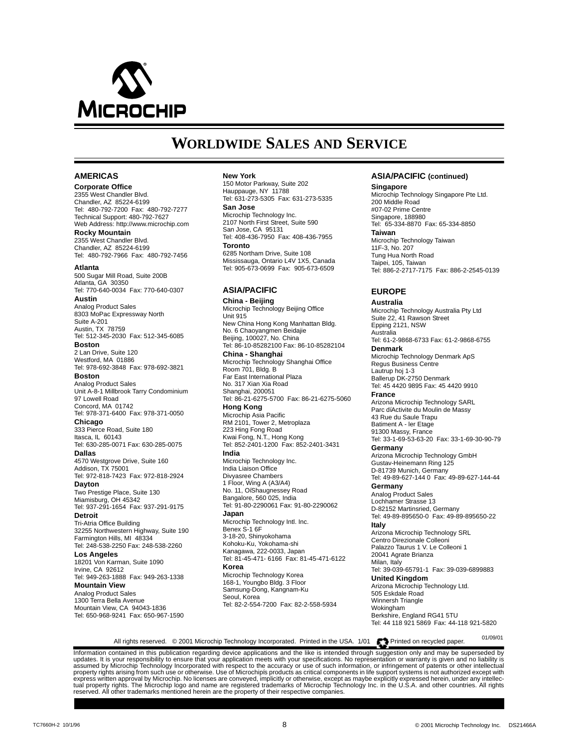# WORLDWIDE SALES AND SERVICE

## AMERICAS

**Corporate Office**
2355 West Chandler Blvd.
Chandler, AZ 85224-6199
Tel: 480-792-7200 Fax: 480-792-7277
Technical Support: 480-792-7627
Web Address: http://www.microchip.com

**Rocky Mountain**
2355 West Chandler Blvd.
Chandler, AZ 85224-6199
Tel: 480-792-7966 Fax: 480-792-7456

**Atlanta**
500 Sugar Mill Road, Suite 200B
Atlanta, GA 30350
Tel: 770-640-0034 Fax: 770-640-0307

**Austin**
Analog Product Sales
8303 MoPac Expressway North
Suite A-201
Austin, TX 78759
Tel: 512-345-2030 Fax: 512-345-6085

**Boston**
2 Lan Drive, Suite 120
Westford, MA 01886
Tel: 978-692-3848 Fax: 978-692-3821

**Boston**
Analog Product Sales
Unit A-8-1 Millbrook Tarry Condominium
97 Lowell Road
Concord, MA 01742
Tel: 978-371-6400 Fax: 978-371-0050

**Chicago**
333 Pierce Road, Suite 180
Itasca, IL 60143
Tel: 630-285-0071 Fax: 630-285-0075

**Dallas**
4570 Westgrove Drive, Suite 160
Addison, TX 75001
Tel: 972-818-7423 Fax: 972-818-2924

**Dayton**
Two Prestige Place, Suite 130
Miamisburg, OH 45342
Tel: 937-291-1654 Fax: 937-291-9175

**Detroit**
Tri-Atria Office Building
32255 Northwestern Highway, Suite 190
Farmington Hills, MI 48334
Tel: 248-538-2250 Fax: 248-538-2260

**Los Angeles**
18201 Von Karman, Suite 1090
Irvine, CA 92612
Tel: 949-263-1888 Fax: 949-263-1338

**Mountain View**
Analog Product Sales
1300 Terra Bella Avenue
Mountain View, CA 94043-1836
Tel: 650-968-9241 Fax: 650-967-1590

**New York**
150 Motor Parkway, Suite 202
Hauppauge, NY 11788
Tel: 631-273-5305 Fax: 631-273-5335

**San Jose**
Microchip Technology Inc.
2107 North First Street, Suite 590
San Jose, CA 95131
Tel: 408-436-7950 Fax: 408-436-7955

**Toronto**
6285 Northam Drive, Suite 108
Mississauga, Ontario L4V 1X5, Canada
Tel: 905-673-0699 Fax: 905-673-6509

## ASIA/PACIFIC

**China - Beijing**
Microchip Technology Beijing Office
Unit 915
New China Hong Kong Manhattan Bldg.
No. 6 Chaoyangmen Beidajie
Beijing, 100027, No. China
Tel: 86-10-85282100 Fax: 86-10-85282104

**China - Shanghai**
Microchip Technology Shanghai Office
Room 701, Bldg. B
Far East International Plaza
No. 317 Xian Xia Road
Shanghai, 200051
Tel: 86-21-6275-5700 Fax: 86-21-6275-5060

**Hong Kong**
Microchip Asia Pacific
RM 2101, Tower 2, Metroplaza
223 Hing Fong Road
Kwai Fong, N.T., Hong Kong
Tel: 852-2401-1200 Fax: 852-2401-3431

**India**
Microchip Technology Inc.
India Liaison Office
Divyasree Chambers
1 Floor, Wing A (A3/A4)
No. 11, OíShaugnessey Road
Bangalore, 560 025, India
Tel: 91-80-2290061 Fax: 91-80-2290062

**Japan**
Microchip Technology Intl. Inc.
Benex S-1 6F
3-18-20, Shinyokohama
Kohoku-Ku, Yokohama-shi
Kanagawa, 222-0033, Japan
Tel: 81-45-471- 6166 Fax: 81-45-471-6122

**Korea**
Microchip Technology Korea
168-1, Youngbo Bldg. 3 Floor
Samsung-Dong, Kangnam-Ku
Seoul, Korea
Tel: 82-2-554-7200 Fax: 82-2-558-5934

## ASIA/PACIFIC (continued)

**Singapore**
Microchip Technology Singapore Pte Ltd.
200 Middle Road
#07-02 Prime Centre
Singapore, 188980
Tel: 65-334-8870 Fax: 65-334-8850

**Taiwan**
Microchip Technology Taiwan
11F-3, No. 207
Tung Hua North Road
Taipei, 105, Taiwan
Tel: 886-2-2717-7175 Fax: 886-2-2545-0139

## EUROPE

**Australia**
Microchip Technology Australia Pty Ltd
Suite 22, 41 Rawson Street
Epping 2121, NSW
Australia
Tel: 61-2-9868-6733 Fax: 61-2-9868-6755

**Denmark**
Microchip Technology Denmark ApS
Regus Business Centre
Lautrup hoj 1-3
Ballerup DK-2750 Denmark
Tel: 45 4420 9895 Fax: 45 4420 9910

**France**
Arizona Microchip Technology SARL
Parc díActivite du Moulin de Massy
43 Rue du Saule Trapu
Batiment A - ler Etage
91300 Massy, France
Tel: 33-1-69-53-63-20 Fax: 33-1-69-30-90-79

**Germany**
Arizona Microchip Technology GmbH
Gustav-Heinemann Ring 125
D-81739 Munich, Germany
Tel: 49-89-627-144 0 Fax: 49-89-627-144-44

**Germany**
Analog Product Sales
Lochhamer Strasse 13
D-82152 Martinsried, Germany
Tel: 49-89-895650-0 Fax: 49-89-895650-22

**Italy**
Arizona Microchip Technology SRL
Centro Direzionale Colleoni
Palazzo Taurus 1 V. Le Colleoni 1
20041 Agrate Brianza
Milan, Italy
Tel: 39-039-65791-1 Fax: 39-039-6899883

**United Kingdom**
Arizona Microchip Technology Ltd.
505 Eskdale Road
Winnersh Triangle
Wokingham
Berkshire, England RG41 5TU
Tel: 44 118 921 5869 Fax: 44-118 921-5820

01/09/01

All rights reserved. © 2001 Microchip Technology Incorporated. Printed in the USA. 1/01 Printed on recycled paper.

Information contained in this publication regarding device applications and the like is intended through suggestion only and may be superseded by updates. It is your responsibility to ensure that your application meets with your specifications. No representation or warranty is given and no liability is assumed by Microchip Technology Incorporated with respect to the accuracy or use of such information, or infringement of patents or other intellectual property rights arising from such use or otherwise. Use of Microchipís products as critical components in life support systems is not authorized except with express written approval by Microchip. No licenses are conveyed, implicitly or otherwise, except as maybe explicitly expressed herein, under any intellectual property rights. The Microchip logo and name are registered trademarks of Microchip Technology Inc. in the U.S.A. and other countries. All rights reserved. All other trademarks mentioned herein are the property of their respective companies.